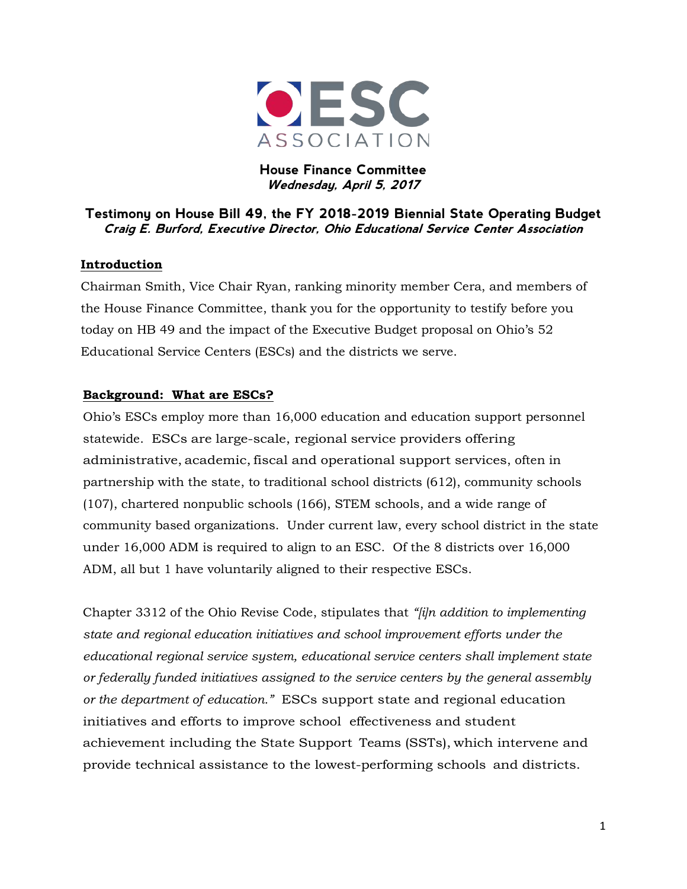ESC ASSOCIATION

**House Finance Committee**
***Wednesday, April 5, 2017***

**Testimony on House Bill 49, the FY 2018-2019 Biennial State Operating Budget**
***Craig E. Burford, Executive Director, Ohio Educational Service Center Association***

## Introduction

Chairman Smith, Vice Chair Ryan, ranking minority member Cera, and members of the House Finance Committee, thank you for the opportunity to testify before you today on HB 49 and the impact of the Executive Budget proposal on Ohio's 52 Educational Service Centers (ESCs) and the districts we serve.

## Background: What are ESCs?

Ohio's ESCs employ more than 16,000 education and education support personnel statewide. ESCs are large-scale, regional service providers offering administrative, academic, fiscal and operational support services, often in partnership with the state, to traditional school districts (612), community schools (107), chartered nonpublic schools (166), STEM schools, and a wide range of community based organizations. Under current law, every school district in the state under 16,000 ADM is required to align to an ESC. Of the 8 districts over 16,000 ADM, all but 1 have voluntarily aligned to their respective ESCs.

Chapter 3312 of the Ohio Revise Code, stipulates that *"[i]n addition to implementing state and regional education initiatives and school improvement efforts under the educational regional service system, educational service centers shall implement state or federally funded initiatives assigned to the service centers by the general assembly or the department of education."* ESCs support state and regional education initiatives and efforts to improve school effectiveness and student achievement including the State Support Teams (SSTs), which intervene and provide technical assistance to the lowest-performing schools and districts.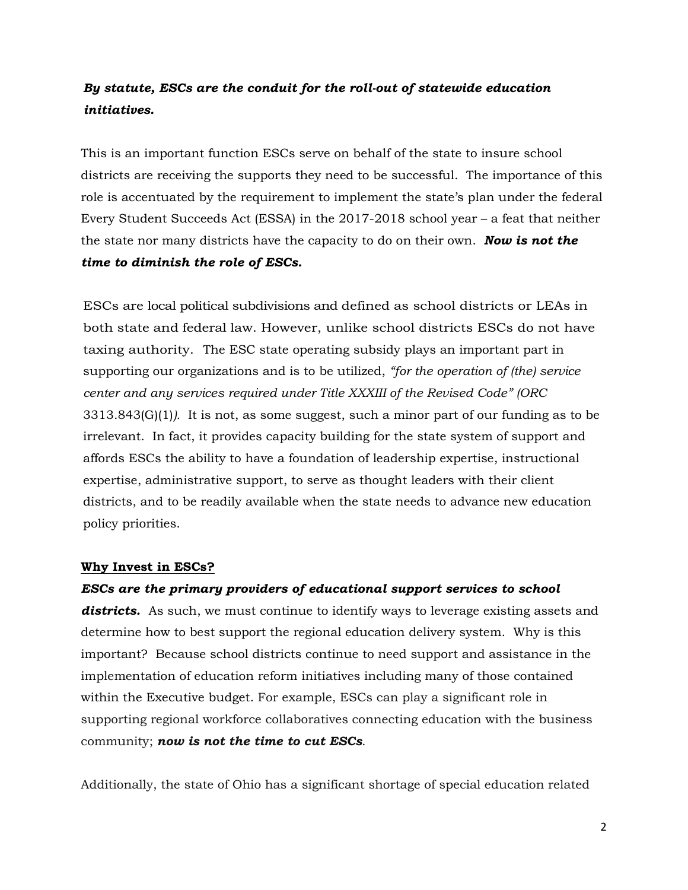***By statute, ESCs are the conduit for the roll-out of statewide education initiatives.***

This is an important function ESCs serve on behalf of the state to insure school districts are receiving the supports they need to be successful. The importance of this role is accentuated by the requirement to implement the state's plan under the federal Every Student Succeeds Act (ESSA) in the 2017-2018 school year – a feat that neither the state nor many districts have the capacity to do on their own. ***Now is not the time to diminish the role of ESCs.***

ESCs are local political subdivisions and defined as school districts or LEAs in both state and federal law. However, unlike school districts ESCs do not have taxing authority. The ESC state operating subsidy plays an important part in supporting our organizations and is to be utilized, *"for the operation of (the) service center and any services required under Title XXXIII of the Revised Code" (ORC* 3313.843(G)(1)*)*. It is not, as some suggest, such a minor part of our funding as to be irrelevant. In fact, it provides capacity building for the state system of support and affords ESCs the ability to have a foundation of leadership expertise, instructional expertise, administrative support, to serve as thought leaders with their client districts, and to be readily available when the state needs to advance new education policy priorities.

**Why Invest in ESCs?**

***ESCs are the primary providers of educational support services to school districts.*** As such, we must continue to identify ways to leverage existing assets and determine how to best support the regional education delivery system. Why is this important? Because school districts continue to need support and assistance in the implementation of education reform initiatives including many of those contained within the Executive budget. For example, ESCs can play a significant role in supporting regional workforce collaboratives connecting education with the business community; ***now is not the time to cut ESCs***.

Additionally, the state of Ohio has a significant shortage of special education related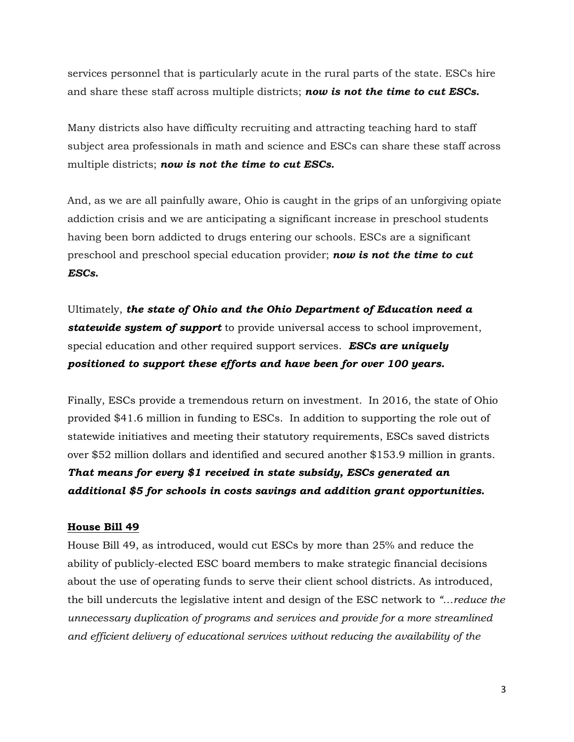services personnel that is particularly acute in the rural parts of the state. ESCs hire and share these staff across multiple districts; ***now is not the time to cut ESCs.***

Many districts also have difficulty recruiting and attracting teaching hard to staff subject area professionals in math and science and ESCs can share these staff across multiple districts; ***now is not the time to cut ESCs.***

And, as we are all painfully aware, Ohio is caught in the grips of an unforgiving opiate addiction crisis and we are anticipating a significant increase in preschool students having been born addicted to drugs entering our schools. ESCs are a significant preschool and preschool special education provider; ***now is not the time to cut ESCs.***

Ultimately, ***the state of Ohio and the Ohio Department of Education need a statewide system of support*** to provide universal access to school improvement, special education and other required support services. ***ESCs are uniquely positioned to support these efforts and have been for over 100 years.***

Finally, ESCs provide a tremendous return on investment. In 2016, the state of Ohio provided $41.6 million in funding to ESCs. In addition to supporting the role out of statewide initiatives and meeting their statutory requirements, ESCs saved districts over $52 million dollars and identified and secured another $153.9 million in grants. ***That means for every $1 received in state subsidy, ESCs generated an additional $5 for schools in costs savings and addition grant opportunities.***

**House Bill 49**

House Bill 49, as introduced, would cut ESCs by more than 25% and reduce the ability of publicly-elected ESC board members to make strategic financial decisions about the use of operating funds to serve their client school districts. As introduced, the bill undercuts the legislative intent and design of the ESC network to *"…reduce the unnecessary duplication of programs and services and provide for a more streamlined and efficient delivery of educational services without reducing the availability of the*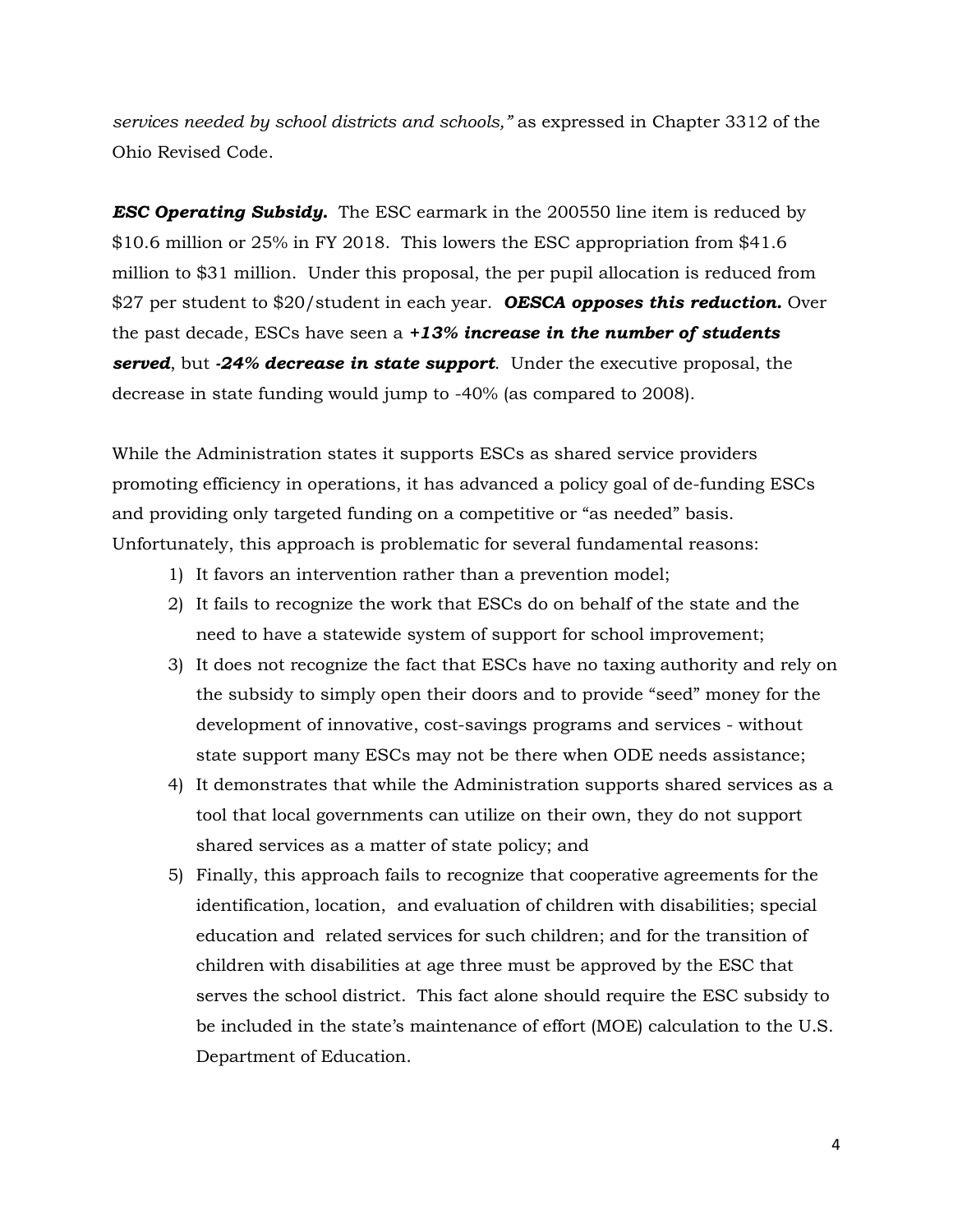*services needed by school districts and schools,"* as expressed in Chapter 3312 of the Ohio Revised Code.

***ESC Operating Subsidy.*** The ESC earmark in the 200550 line item is reduced by $10.6 million or 25% in FY 2018. This lowers the ESC appropriation from $41.6 million to $31 million. Under this proposal, the per pupil allocation is reduced from $27 per student to $20/student in each year. ***OESCA opposes this reduction.*** Over the past decade, ESCs have seen a ***+13% increase in the number of students served***, but ***-24% decrease in state support***. Under the executive proposal, the decrease in state funding would jump to -40% (as compared to 2008).

While the Administration states it supports ESCs as shared service providers promoting efficiency in operations, it has advanced a policy goal of de-funding ESCs and providing only targeted funding on a competitive or "as needed" basis. Unfortunately, this approach is problematic for several fundamental reasons:

1) It favors an intervention rather than a prevention model;
2) It fails to recognize the work that ESCs do on behalf of the state and the need to have a statewide system of support for school improvement;
3) It does not recognize the fact that ESCs have no taxing authority and rely on the subsidy to simply open their doors and to provide "seed" money for the development of innovative, cost-savings programs and services - without state support many ESCs may not be there when ODE needs assistance;
4) It demonstrates that while the Administration supports shared services as a tool that local governments can utilize on their own, they do not support shared services as a matter of state policy; and
5) Finally, this approach fails to recognize that cooperative agreements for the identification, location, and evaluation of children with disabilities; special education and related services for such children; and for the transition of children with disabilities at age three must be approved by the ESC that serves the school district. This fact alone should require the ESC subsidy to be included in the state's maintenance of effort (MOE) calculation to the U.S. Department of Education.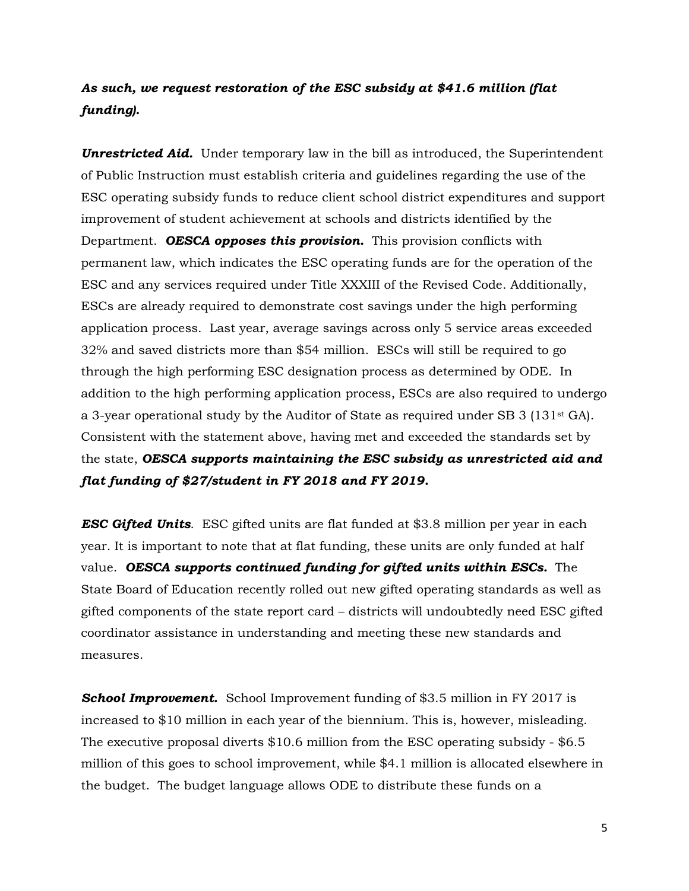***As such, we request restoration of the ESC subsidy at $41.6 million (flat funding).***

***Unrestricted Aid.*** Under temporary law in the bill as introduced, the Superintendent of Public Instruction must establish criteria and guidelines regarding the use of the ESC operating subsidy funds to reduce client school district expenditures and support improvement of student achievement at schools and districts identified by the Department. ***OESCA opposes this provision.*** This provision conflicts with permanent law, which indicates the ESC operating funds are for the operation of the ESC and any services required under Title XXXIII of the Revised Code. Additionally, ESCs are already required to demonstrate cost savings under the high performing application process. Last year, average savings across only 5 service areas exceeded 32% and saved districts more than $54 million. ESCs will still be required to go through the high performing ESC designation process as determined by ODE. In addition to the high performing application process, ESCs are also required to undergo a 3-year operational study by the Auditor of State as required under SB 3 (131st GA). Consistent with the statement above, having met and exceeded the standards set by the state, ***OESCA supports maintaining the ESC subsidy as unrestricted aid and flat funding of $27/student in FY 2018 and FY 2019.***

***ESC Gifted Units***. ESC gifted units are flat funded at $3.8 million per year in each year. It is important to note that at flat funding, these units are only funded at half value. ***OESCA supports continued funding for gifted units within ESCs.*** The State Board of Education recently rolled out new gifted operating standards as well as gifted components of the state report card – districts will undoubtedly need ESC gifted coordinator assistance in understanding and meeting these new standards and measures.

***School Improvement.*** School Improvement funding of $3.5 million in FY 2017 is increased to $10 million in each year of the biennium. This is, however, misleading. The executive proposal diverts $10.6 million from the ESC operating subsidy - $6.5 million of this goes to school improvement, while $4.1 million is allocated elsewhere in the budget. The budget language allows ODE to distribute these funds on a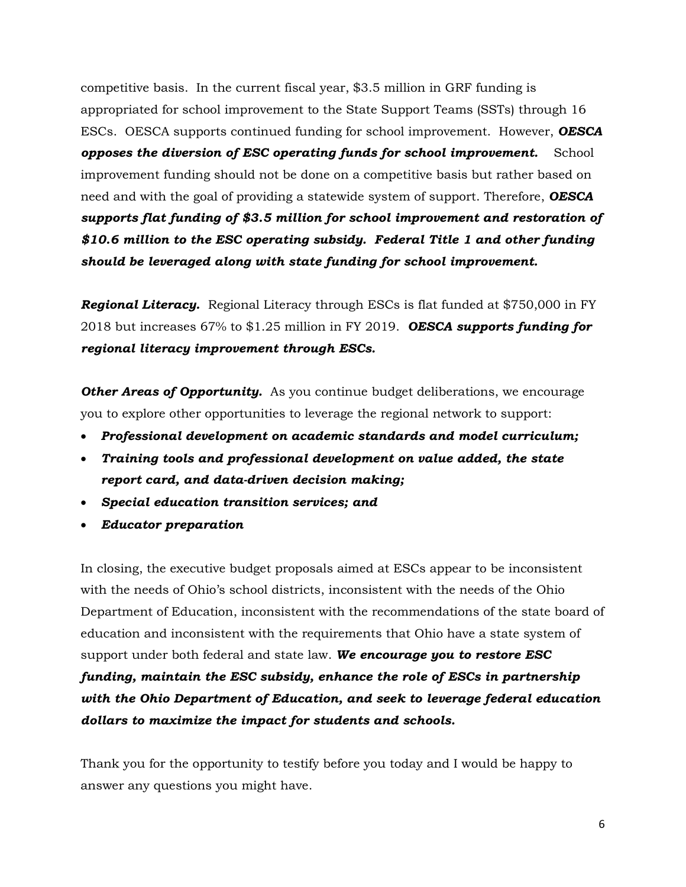competitive basis. In the current fiscal year, $3.5 million in GRF funding is appropriated for school improvement to the State Support Teams (SSTs) through 16 ESCs. OESCA supports continued funding for school improvement. However, ***OESCA opposes the diversion of ESC operating funds for school improvement.*** School improvement funding should not be done on a competitive basis but rather based on need and with the goal of providing a statewide system of support. Therefore, ***OESCA supports flat funding of $3.5 million for school improvement and restoration of $10.6 million to the ESC operating subsidy. Federal Title 1 and other funding should be leveraged along with state funding for school improvement.***

***Regional Literacy.*** Regional Literacy through ESCs is flat funded at $750,000 in FY 2018 but increases 67% to $1.25 million in FY 2019. ***OESCA supports funding for regional literacy improvement through ESCs.***

***Other Areas of Opportunity.*** As you continue budget deliberations, we encourage you to explore other opportunities to leverage the regional network to support:

- ***Professional development on academic standards and model curriculum;***
- ***Training tools and professional development on value added, the state report card, and data-driven decision making;***
- ***Special education transition services; and***
- ***Educator preparation***

In closing, the executive budget proposals aimed at ESCs appear to be inconsistent with the needs of Ohio's school districts, inconsistent with the needs of the Ohio Department of Education, inconsistent with the recommendations of the state board of education and inconsistent with the requirements that Ohio have a state system of support under both federal and state law. ***We encourage you to restore ESC funding, maintain the ESC subsidy, enhance the role of ESCs in partnership with the Ohio Department of Education, and seek to leverage federal education dollars to maximize the impact for students and schools.***

Thank you for the opportunity to testify before you today and I would be happy to answer any questions you might have.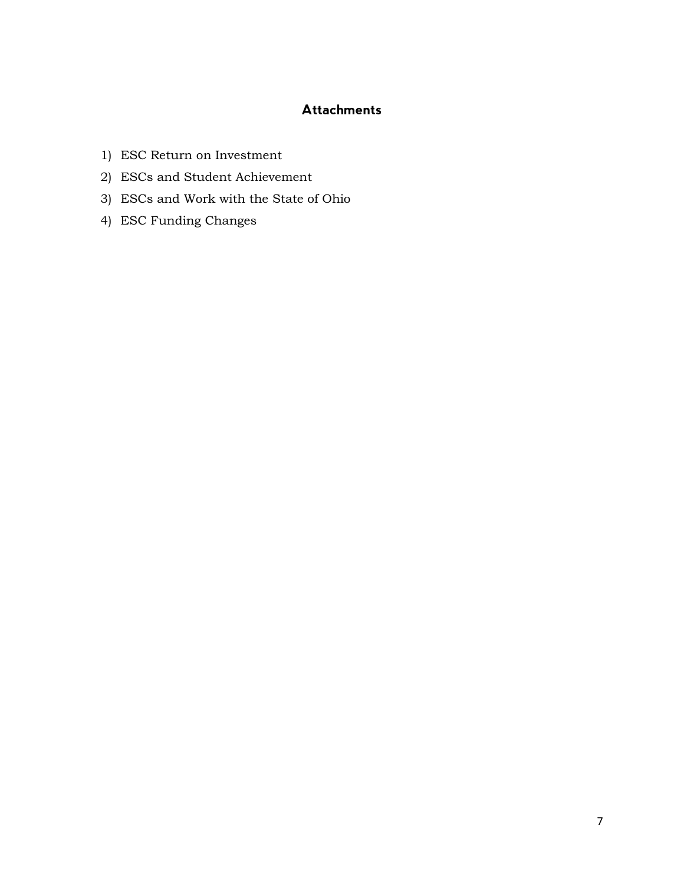## Attachments

1) ESC Return on Investment
2) ESCs and Student Achievement
3) ESCs and Work with the State of Ohio
4) ESC Funding Changes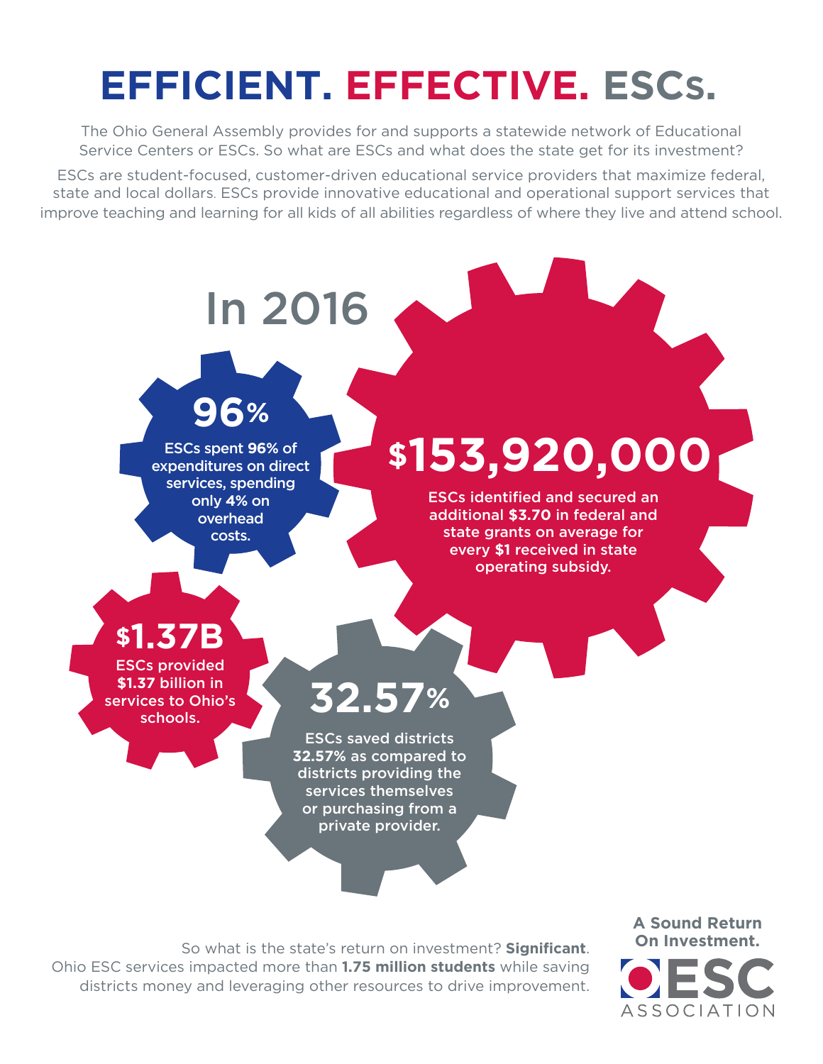# EFFICIENT. EFFECTIVE. ESCs.

The Ohio General Assembly provides for and supports a statewide network of Educational Service Centers or ESCs. So what are ESCs and what does the state get for its investment?

ESCs are student-focused, customer-driven educational service providers that maximize federal, state and local dollars. ESCs provide innovative educational and operational support services that improve teaching and learning for all kids of all abilities regardless of where they live and attend school.

## In 2016

### 96%

ESCs spent **96%** of expenditures on direct services, spending only **4%** on overhead costs.

### $153,920,000

ESCs identified and secured an additional **$3.70** in federal and state grants on average for every **$1** received in state operating subsidy.

### $1.37B

ESCs provided **$1.37** billion in services to Ohio's schools.

### 32.57%

ESCs saved districts **32.57%** as compared to districts providing the services themselves or purchasing from a private provider.

So what is the state's return on investment? **Significant**. Ohio ESC services impacted more than **1.75 million students** while saving districts money and leveraging other resources to drive improvement.

**A Sound Return On Investment.**

ESC ASSOCIATION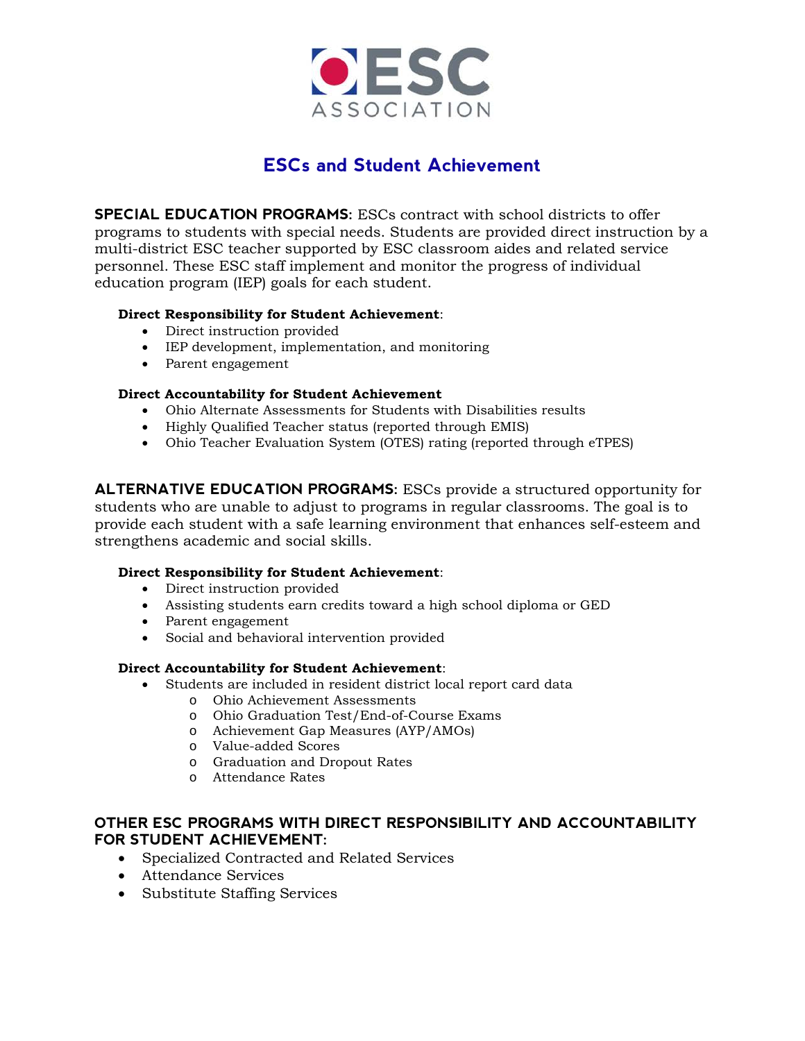# ESCs and Student Achievement

**SPECIAL EDUCATION PROGRAMS:** ESCs contract with school districts to offer programs to students with special needs. Students are provided direct instruction by a multi-district ESC teacher supported by ESC classroom aides and related service personnel. These ESC staff implement and monitor the progress of individual education program (IEP) goals for each student.

**Direct Responsibility for Student Achievement**:

- Direct instruction provided
- IEP development, implementation, and monitoring
- Parent engagement

**Direct Accountability for Student Achievement**

- Ohio Alternate Assessments for Students with Disabilities results
- Highly Qualified Teacher status (reported through EMIS)
- Ohio Teacher Evaluation System (OTES) rating (reported through eTPES)

**ALTERNATIVE EDUCATION PROGRAMS:** ESCs provide a structured opportunity for students who are unable to adjust to programs in regular classrooms. The goal is to provide each student with a safe learning environment that enhances self-esteem and strengthens academic and social skills.

**Direct Responsibility for Student Achievement**:

- Direct instruction provided
- Assisting students earn credits toward a high school diploma or GED
- Parent engagement
- Social and behavioral intervention provided

**Direct Accountability for Student Achievement**:

- Students are included in resident district local report card data
  - Ohio Achievement Assessments
  - Ohio Graduation Test/End-of-Course Exams
  - Achievement Gap Measures (AYP/AMOs)
  - Value-added Scores
  - Graduation and Dropout Rates
  - Attendance Rates

**OTHER ESC PROGRAMS WITH DIRECT RESPONSIBILITY AND ACCOUNTABILITY FOR STUDENT ACHIEVEMENT:**

- Specialized Contracted and Related Services
- Attendance Services
- Substitute Staffing Services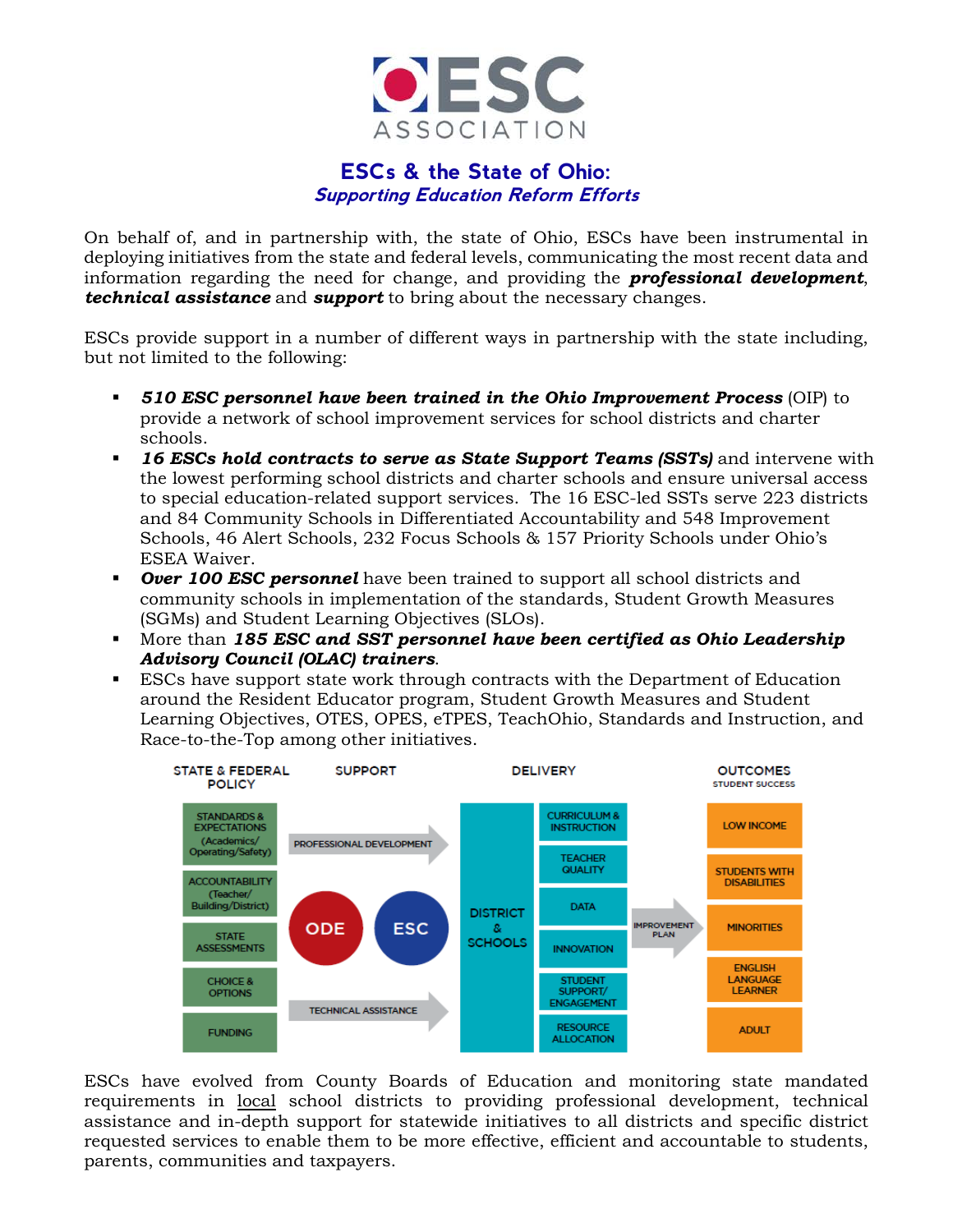# ESCs & the State of Ohio:

## *Supporting Education Reform Efforts*

On behalf of, and in partnership with, the state of Ohio, ESCs have been instrumental in deploying initiatives from the state and federal levels, communicating the most recent data and information regarding the need for change, and providing the ***professional development***, ***technical assistance*** and ***support*** to bring about the necessary changes.

ESCs provide support in a number of different ways in partnership with the state including, but not limited to the following:

- ***510 ESC personnel have been trained in the Ohio Improvement Process*** (OIP) to provide a network of school improvement services for school districts and charter schools.
- ***16 ESCs hold contracts to serve as State Support Teams (SSTs)*** and intervene with the lowest performing school districts and charter schools and ensure universal access to special education-related support services. The 16 ESC-led SSTs serve 223 districts and 84 Community Schools in Differentiated Accountability and 548 Improvement Schools, 46 Alert Schools, 232 Focus Schools & 157 Priority Schools under Ohio's ESEA Waiver.
- ***Over 100 ESC personnel*** have been trained to support all school districts and community schools in implementation of the standards, Student Growth Measures (SGMs) and Student Learning Objectives (SLOs).
- More than ***185 ESC and SST personnel have been certified as Ohio Leadership Advisory Council (OLAC) trainers***.
- ESCs have support state work through contracts with the Department of Education around the Resident Educator program, Student Growth Measures and Student Learning Objectives, OTES, OPES, eTPES, TeachOhio, Standards and Instruction, and Race-to-the-Top among other initiatives.

| STATE & FEDERAL POLICY | SUPPORT | DELIVERY | | | OUTCOMES STUDENT SUCCESS |
|---|---|---|---|---|---|
| STANDARDS & EXPECTATIONS (Academics/ Operating/Safety) | PROFESSIONAL DEVELOPMENT | DISTRICT & SCHOOLS | CURRICULUM & INSTRUCTION | IMPROVEMENT PLAN | LOW INCOME |
| ACCOUNTABILITY (Teacher/ Building/District) | ODE | | TEACHER QUALITY | | STUDENTS WITH DISABILITIES |
| STATE ASSESSMENTS | ESC | | DATA | | MINORITIES |
| CHOICE & OPTIONS | TECHNICAL ASSISTANCE | | INNOVATION | | ENGLISH LANGUAGE LEARNER |
| FUNDING | | | STUDENT SUPPORT/ ENGAGEMENT | | ADULT |
| | | | RESOURCE ALLOCATION | | |

ESCs have evolved from County Boards of Education and monitoring state mandated requirements in local school districts to providing professional development, technical assistance and in-depth support for statewide initiatives to all districts and specific district requested services to enable them to be more effective, efficient and accountable to students, parents, communities and taxpayers.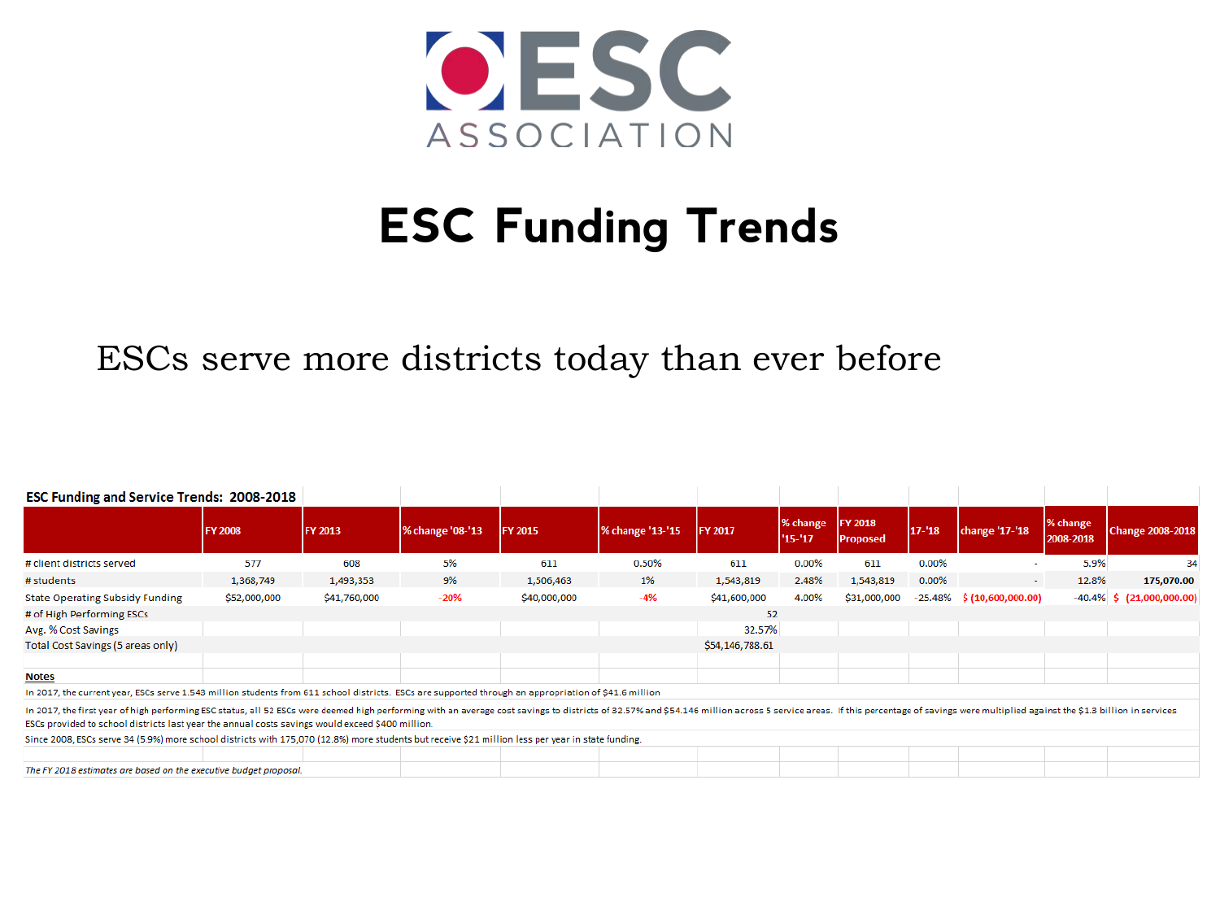ESC ASSOCIATION

# ESC Funding Trends

ESCs serve more districts today than ever before

**ESC Funding and Service Trends: 2008-2018**

| | FY 2008 | FY 2013 | % change '08-'13 | FY 2015 | % change '13-'15 | FY 2017 | % change '15-'17 | FY 2018 Proposed | 17-'18 | change '17-'18 | % change 2008-2018 | Change 2008-2018 |
|---|---|---|---|---|---|---|---|---|---|---|---|---|
| # client districts served | 577 | 608 | 5% | 611 | 0.50% | 611 | 0.00% | 611 | 0.00% | - | 5.9% | 34 |
| # students | 1,368,749 | 1,493,353 | 9% | 1,506,463 | 1% | 1,543,819 | 2.48% | 1,543,819 | 0.00% | - | 12.8% | **175,070.00** |
| State Operating Subsidy Funding | $52,000,000 | $41,760,000 | -20% | $40,000,000 | -4% | $41,600,000 | 4.00% | $31,000,000 | -25.48% | $ (10,600,000.00) | -40.4% | $ (21,000,000.00) |
| # of High Performing ESCs | | | | | | 52 | | | | | | |
| Avg. % Cost Savings | | | | | | 32.57% | | | | | | |
| Total Cost Savings (5 areas only) | | | | | | $54,146,788.61 | | | | | | |

**Notes**

In 2017, the current year, ESCs serve 1.543 million students from 611 school districts. ESCs are supported through an appropriation of $41.6 million

In 2017, the first year of high performing ESC status, all 52 ESCs were deemed high performing with an average cost savings to districts of 32.57% and $54.146 million across 5 service areas. If this percentage of savings were multiplied against the $1.3 billion in services ESCs provided to school districts last year the annual costs savings would exceed $400 million.

Since 2008, ESCs serve 34 (5.9%) more school districts with 175,070 (12.8%) more students but receive $21 million less per year in state funding.

*The FY 2018 estimates are based on the executive budget proposal.*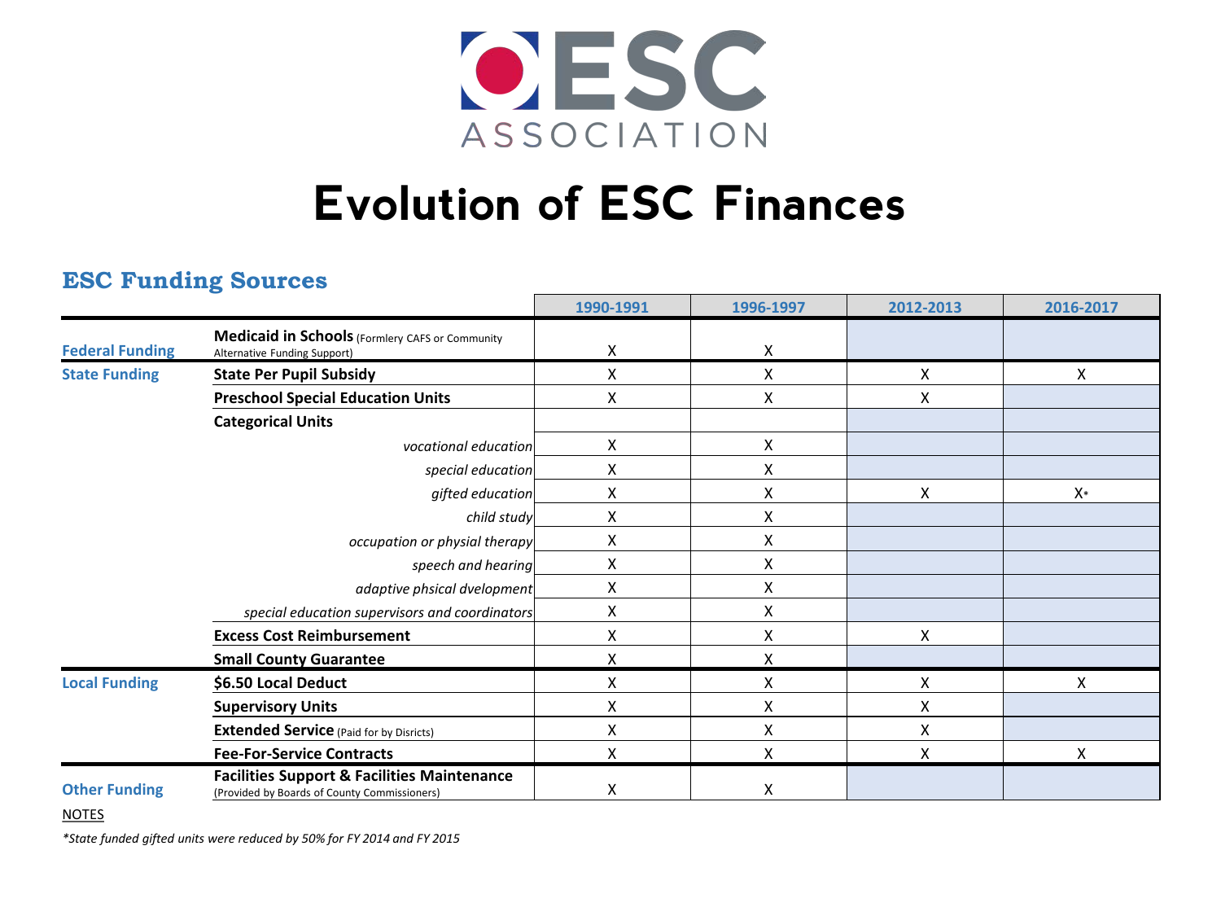ESC ASSOCIATION

# Evolution of ESC Finances

## ESC Funding Sources

| | | 1990-1991 | 1996-1997 | 2012-2013 | 2016-2017 |
|---|---|---|---|---|---|
| Federal Funding | **Medicaid in Schools** (Formlery CAFS or Community Alternative Funding Support) | X | X | | |
| State Funding | **State Per Pupil Subsidy** | X | X | X | X |
| | **Preschool Special Education Units** | X | X | X | |
| | **Categorical Units** | | | | |
| | *vocational education* | X | X | | |
| | *special education* | X | X | | |
| | *gifted education* | X | X | X | X* |
| | *child study* | X | X | | |
| | *occupation or physial therapy* | X | X | | |
| | *speech and hearing* | X | X | | |
| | *adaptive phsical dvelopment* | X | X | | |
| | *special education supervisors and coordinators* | X | X | | |
| | **Excess Cost Reimbursement** | X | X | X | |
| | **Small County Guarantee** | X | X | | |
| Local Funding | **$6.50 Local Deduct** | X | X | X | X |
| | **Supervisory Units** | X | X | X | |
| | **Extended Service** (Paid for by Disricts) | X | X | X | |
| | **Fee-For-Service Contracts** | X | X | X | X |
| Other Funding | **Facilities Support & Facilities Maintenance** (Provided by Boards of County Commissioners) | X | X | | |

NOTES

*\*State funded gifted units were reduced by 50% for FY 2014 and FY 2015*